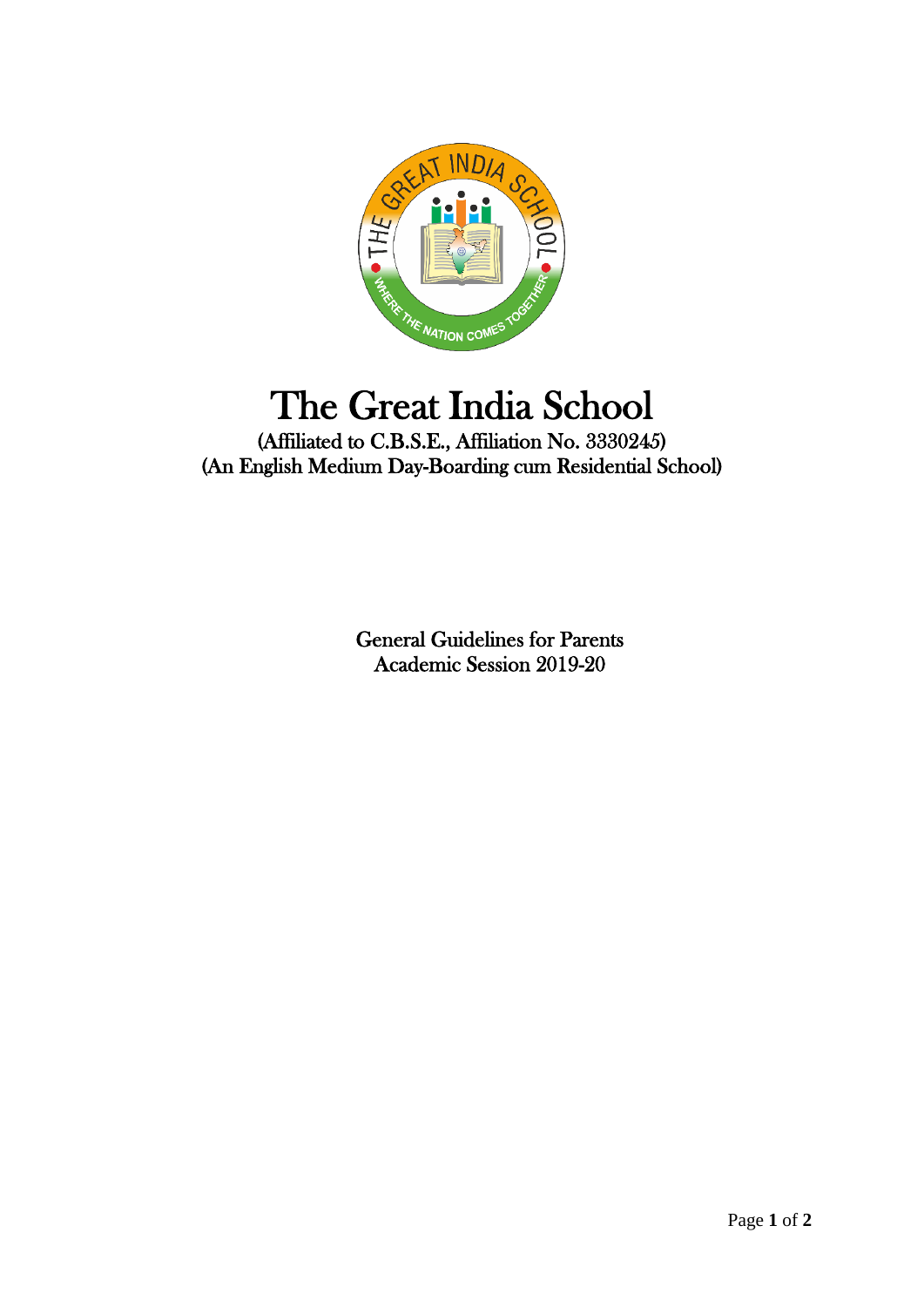# The Great India School

(Affiliated to C.B.S.E., Affiliation No. 3330245)
(An English Medium Day-Boarding cum Residential School)

General Guidelines for Parents
Academic Session 2019-20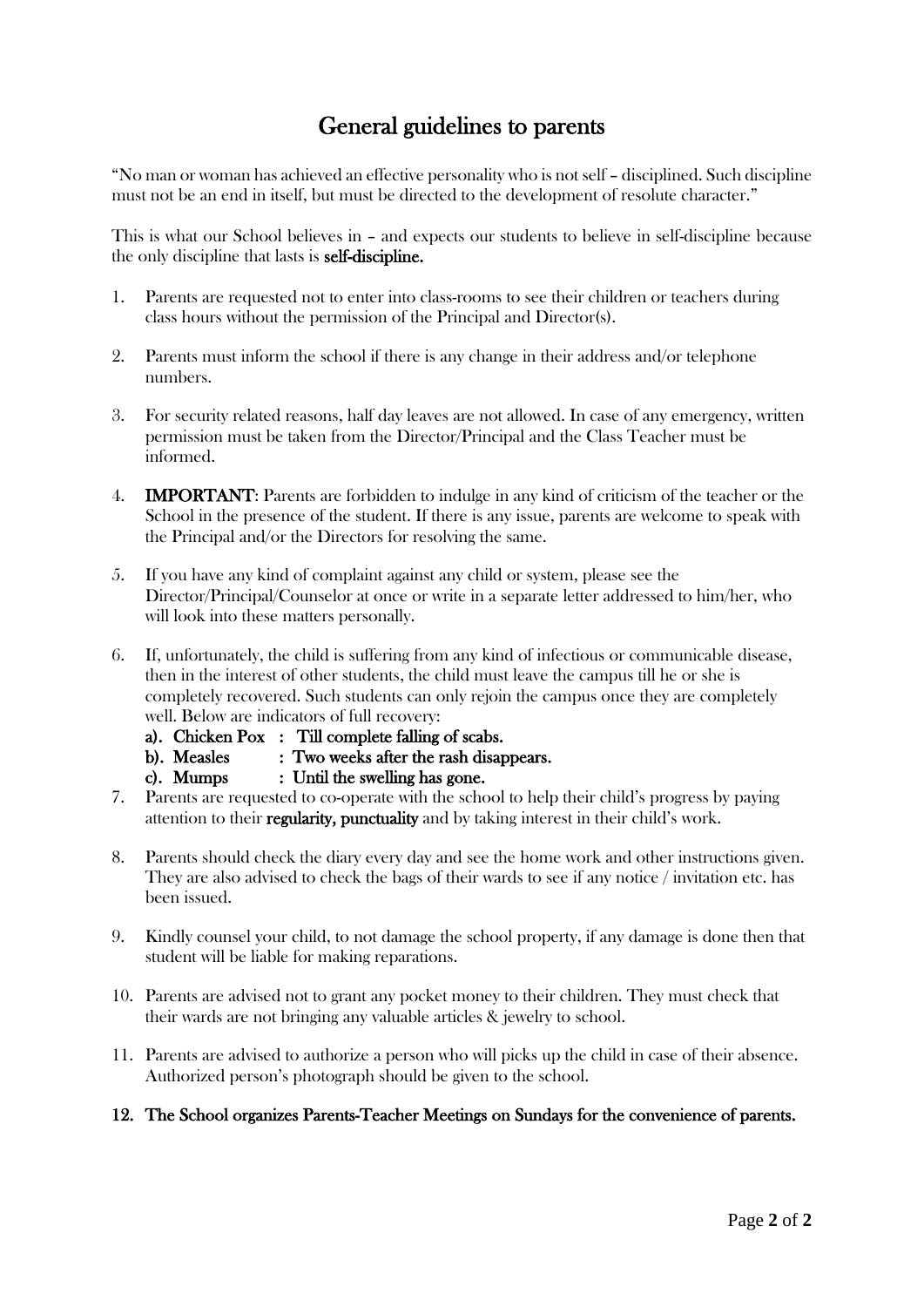# General guidelines to parents

"No man or woman has achieved an effective personality who is not self – disciplined. Such discipline must not be an end in itself, but must be directed to the development of resolute character."

This is what our School believes in – and expects our students to believe in self-discipline because the only discipline that lasts is **self-discipline.**

1. Parents are requested not to enter into class-rooms to see their children or teachers during class hours without the permission of the Principal and Director(s).

2. Parents must inform the school if there is any change in their address and/or telephone numbers.

3. For security related reasons, half day leaves are not allowed. In case of any emergency, written permission must be taken from the Director/Principal and the Class Teacher must be informed.

4. **IMPORTANT**: Parents are forbidden to indulge in any kind of criticism of the teacher or the School in the presence of the student. If there is any issue, parents are welcome to speak with the Principal and/or the Directors for resolving the same.

5. If you have any kind of complaint against any child or system, please see the Director/Principal/Counselor at once or write in a separate letter addressed to him/her, who will look into these matters personally.

6. If, unfortunately, the child is suffering from any kind of infectious or communicable disease, then in the interest of other students, the child must leave the campus till he or she is completely recovered. Such students can only rejoin the campus once they are completely well. Below are indicators of full recovery:
   - **a). Chicken Pox : Till complete falling of scabs.**
   - **b). Measles : Two weeks after the rash disappears.**
   - **c). Mumps : Until the swelling has gone.**

7. Parents are requested to co-operate with the school to help their child's progress by paying attention to their **regularity, punctuality** and by taking interest in their child's work.

8. Parents should check the diary every day and see the home work and other instructions given. They are also advised to check the bags of their wards to see if any notice / invitation etc. has been issued.

9. Kindly counsel your child, to not damage the school property, if any damage is done then that student will be liable for making reparations.

10. Parents are advised not to grant any pocket money to their children. They must check that their wards are not bringing any valuable articles & jewelry to school.

11. Parents are advised to authorize a person who will picks up the child in case of their absence. Authorized person's photograph should be given to the school.

12. **The School organizes Parents-Teacher Meetings on Sundays for the convenience of parents.**